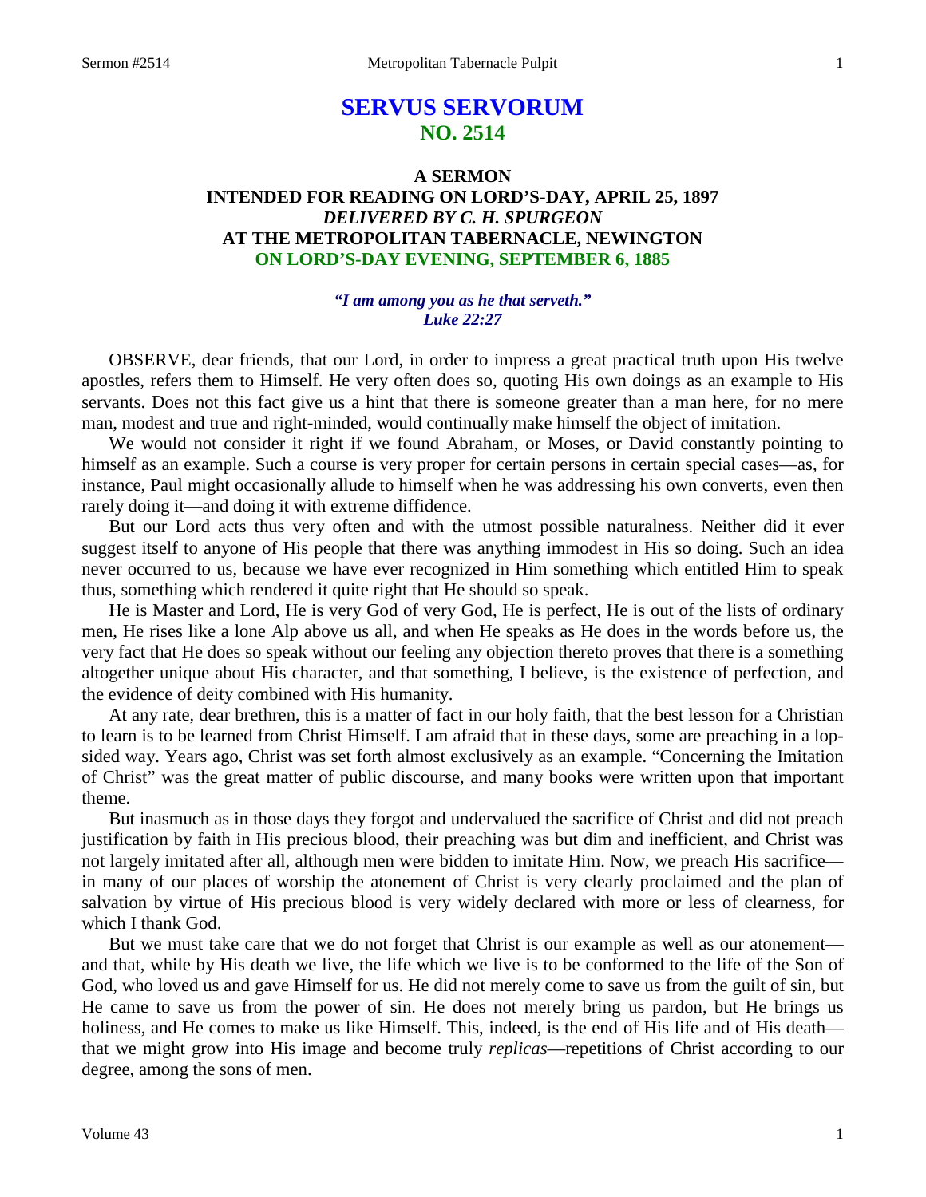# SERVUS SERVORUM
## NO. 2514

### A SERMON
### INTENDED FOR READING ON LORD'S-DAY, APRIL 25, 1897
### *DELIVERED BY C. H. SPURGEON*
### AT THE METROPOLITAN TABERNACLE, NEWINGTON
### ON LORD'S-DAY EVENING, SEPTEMBER 6, 1885

***"I am among you as he that serveth."***
***Luke 22:27***

OBSERVE, dear friends, that our Lord, in order to impress a great practical truth upon His twelve apostles, refers them to Himself. He very often does so, quoting His own doings as an example to His servants. Does not this fact give us a hint that there is someone greater than a man here, for no mere man, modest and true and right-minded, would continually make himself the object of imitation.

We would not consider it right if we found Abraham, or Moses, or David constantly pointing to himself as an example. Such a course is very proper for certain persons in certain special cases—as, for instance, Paul might occasionally allude to himself when he was addressing his own converts, even then rarely doing it—and doing it with extreme diffidence.

But our Lord acts thus very often and with the utmost possible naturalness. Neither did it ever suggest itself to anyone of His people that there was anything immodest in His so doing. Such an idea never occurred to us, because we have ever recognized in Him something which entitled Him to speak thus, something which rendered it quite right that He should so speak.

He is Master and Lord, He is very God of very God, He is perfect, He is out of the lists of ordinary men, He rises like a lone Alp above us all, and when He speaks as He does in the words before us, the very fact that He does so speak without our feeling any objection thereto proves that there is a something altogether unique about His character, and that something, I believe, is the existence of perfection, and the evidence of deity combined with His humanity.

At any rate, dear brethren, this is a matter of fact in our holy faith, that the best lesson for a Christian to learn is to be learned from Christ Himself. I am afraid that in these days, some are preaching in a lop-sided way. Years ago, Christ was set forth almost exclusively as an example. "Concerning the Imitation of Christ" was the great matter of public discourse, and many books were written upon that important theme.

But inasmuch as in those days they forgot and undervalued the sacrifice of Christ and did not preach justification by faith in His precious blood, their preaching was but dim and inefficient, and Christ was not largely imitated after all, although men were bidden to imitate Him. Now, we preach His sacrifice—in many of our places of worship the atonement of Christ is very clearly proclaimed and the plan of salvation by virtue of His precious blood is very widely declared with more or less of clearness, for which I thank God.

But we must take care that we do not forget that Christ is our example as well as our atonement—and that, while by His death we live, the life which we live is to be conformed to the life of the Son of God, who loved us and gave Himself for us. He did not merely come to save us from the guilt of sin, but He came to save us from the power of sin. He does not merely bring us pardon, but He brings us holiness, and He comes to make us like Himself. This, indeed, is the end of His life and of His death—that we might grow into His image and become truly *replicas*—repetitions of Christ according to our degree, among the sons of men.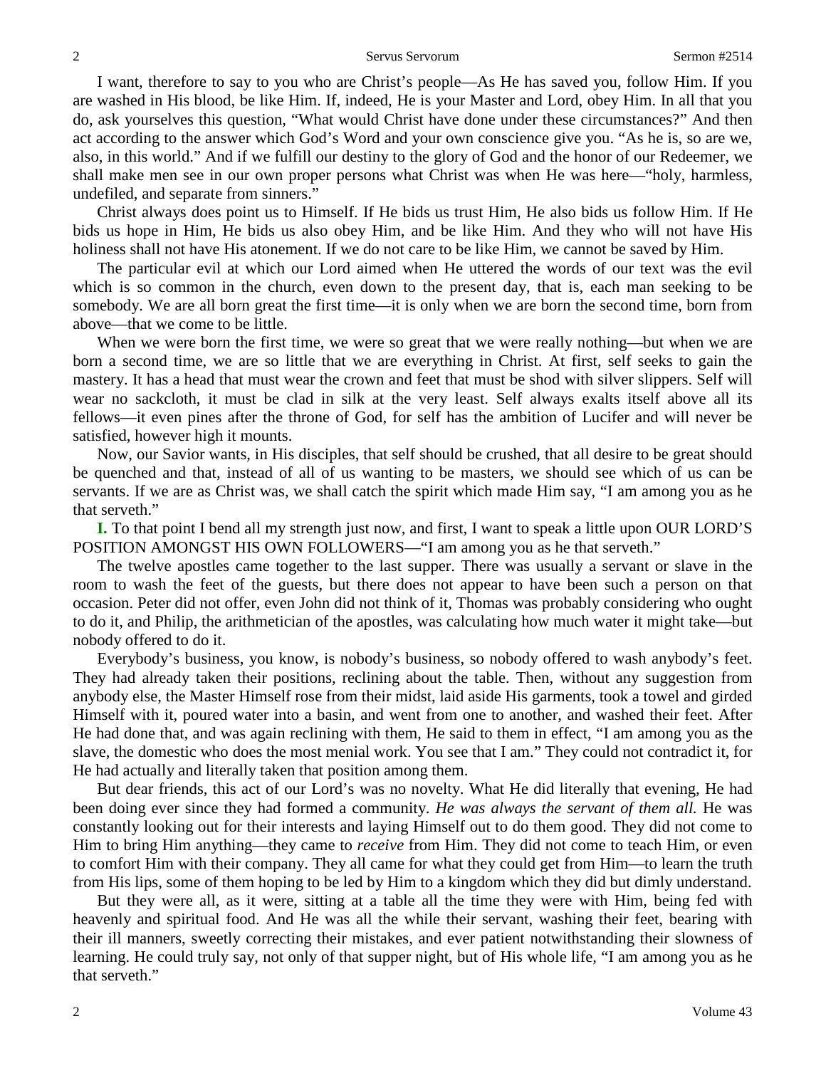I want, therefore to say to you who are Christ's people—As He has saved you, follow Him. If you are washed in His blood, be like Him. If, indeed, He is your Master and Lord, obey Him. In all that you do, ask yourselves this question, "What would Christ have done under these circumstances?" And then act according to the answer which God's Word and your own conscience give you. "As he is, so are we, also, in this world." And if we fulfill our destiny to the glory of God and the honor of our Redeemer, we shall make men see in our own proper persons what Christ was when He was here—"holy, harmless, undefiled, and separate from sinners."

Christ always does point us to Himself. If He bids us trust Him, He also bids us follow Him. If He bids us hope in Him, He bids us also obey Him, and be like Him. And they who will not have His holiness shall not have His atonement. If we do not care to be like Him, we cannot be saved by Him.

The particular evil at which our Lord aimed when He uttered the words of our text was the evil which is so common in the church, even down to the present day, that is, each man seeking to be somebody. We are all born great the first time—it is only when we are born the second time, born from above—that we come to be little.

When we were born the first time, we were so great that we were really nothing—but when we are born a second time, we are so little that we are everything in Christ. At first, self seeks to gain the mastery. It has a head that must wear the crown and feet that must be shod with silver slippers. Self will wear no sackcloth, it must be clad in silk at the very least. Self always exalts itself above all its fellows—it even pines after the throne of God, for self has the ambition of Lucifer and will never be satisfied, however high it mounts.

Now, our Savior wants, in His disciples, that self should be crushed, that all desire to be great should be quenched and that, instead of all of us wanting to be masters, we should see which of us can be servants. If we are as Christ was, we shall catch the spirit which made Him say, "I am among you as he that serveth."

**I.** To that point I bend all my strength just now, and first, I want to speak a little upon OUR LORD'S POSITION AMONGST HIS OWN FOLLOWERS—"I am among you as he that serveth."

The twelve apostles came together to the last supper. There was usually a servant or slave in the room to wash the feet of the guests, but there does not appear to have been such a person on that occasion. Peter did not offer, even John did not think of it, Thomas was probably considering who ought to do it, and Philip, the arithmetician of the apostles, was calculating how much water it might take—but nobody offered to do it.

Everybody's business, you know, is nobody's business, so nobody offered to wash anybody's feet. They had already taken their positions, reclining about the table. Then, without any suggestion from anybody else, the Master Himself rose from their midst, laid aside His garments, took a towel and girded Himself with it, poured water into a basin, and went from one to another, and washed their feet. After He had done that, and was again reclining with them, He said to them in effect, "I am among you as the slave, the domestic who does the most menial work. You see that I am." They could not contradict it, for He had actually and literally taken that position among them.

But dear friends, this act of our Lord's was no novelty. What He did literally that evening, He had been doing ever since they had formed a community. *He was always the servant of them all.* He was constantly looking out for their interests and laying Himself out to do them good. They did not come to Him to bring Him anything—they came to *receive* from Him. They did not come to teach Him, or even to comfort Him with their company. They all came for what they could get from Him—to learn the truth from His lips, some of them hoping to be led by Him to a kingdom which they did but dimly understand.

But they were all, as it were, sitting at a table all the time they were with Him, being fed with heavenly and spiritual food. And He was all the while their servant, washing their feet, bearing with their ill manners, sweetly correcting their mistakes, and ever patient notwithstanding their slowness of learning. He could truly say, not only of that supper night, but of His whole life, "I am among you as he that serveth."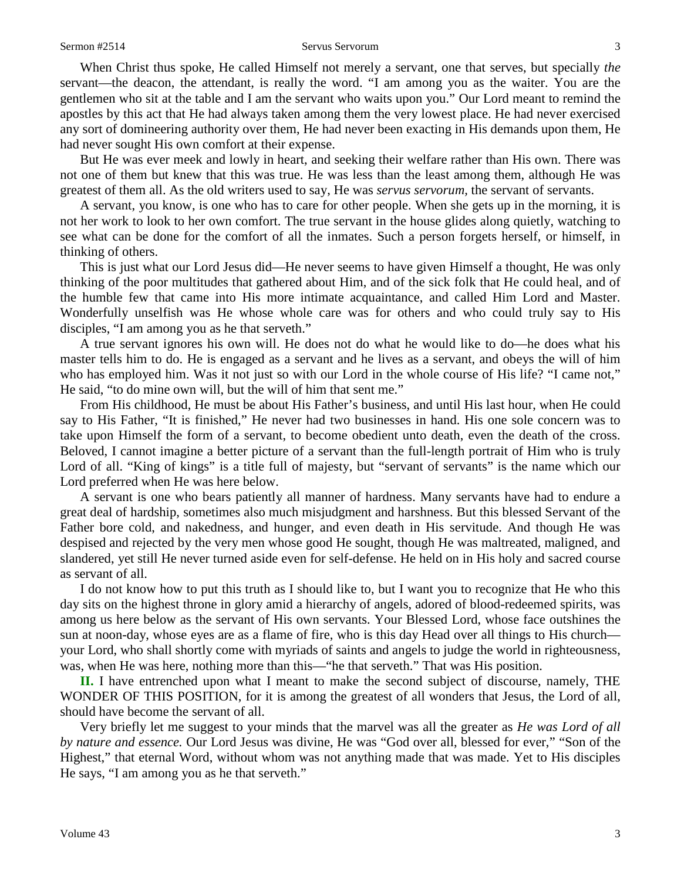When Christ thus spoke, He called Himself not merely a servant, one that serves, but specially *the* servant—the deacon, the attendant, is really the word. "I am among you as the waiter. You are the gentlemen who sit at the table and I am the servant who waits upon you." Our Lord meant to remind the apostles by this act that He had always taken among them the very lowest place. He had never exercised any sort of domineering authority over them, He had never been exacting in His demands upon them, He had never sought His own comfort at their expense.

But He was ever meek and lowly in heart, and seeking their welfare rather than His own. There was not one of them but knew that this was true. He was less than the least among them, although He was greatest of them all. As the old writers used to say, He was *servus servorum*, the servant of servants.

A servant, you know, is one who has to care for other people. When she gets up in the morning, it is not her work to look to her own comfort. The true servant in the house glides along quietly, watching to see what can be done for the comfort of all the inmates. Such a person forgets herself, or himself, in thinking of others.

This is just what our Lord Jesus did—He never seems to have given Himself a thought, He was only thinking of the poor multitudes that gathered about Him, and of the sick folk that He could heal, and of the humble few that came into His more intimate acquaintance, and called Him Lord and Master. Wonderfully unselfish was He whose whole care was for others and who could truly say to His disciples, "I am among you as he that serveth."

A true servant ignores his own will. He does not do what he would like to do—he does what his master tells him to do. He is engaged as a servant and he lives as a servant, and obeys the will of him who has employed him. Was it not just so with our Lord in the whole course of His life? "I came not," He said, "to do mine own will, but the will of him that sent me."

From His childhood, He must be about His Father's business, and until His last hour, when He could say to His Father, "It is finished," He never had two businesses in hand. His one sole concern was to take upon Himself the form of a servant, to become obedient unto death, even the death of the cross. Beloved, I cannot imagine a better picture of a servant than the full-length portrait of Him who is truly Lord of all. "King of kings" is a title full of majesty, but "servant of servants" is the name which our Lord preferred when He was here below.

A servant is one who bears patiently all manner of hardness. Many servants have had to endure a great deal of hardship, sometimes also much misjudgment and harshness. But this blessed Servant of the Father bore cold, and nakedness, and hunger, and even death in His servitude. And though He was despised and rejected by the very men whose good He sought, though He was maltreated, maligned, and slandered, yet still He never turned aside even for self-defense. He held on in His holy and sacred course as servant of all.

I do not know how to put this truth as I should like to, but I want you to recognize that He who this day sits on the highest throne in glory amid a hierarchy of angels, adored of blood-redeemed spirits, was among us here below as the servant of His own servants. Your Blessed Lord, whose face outshines the sun at noon-day, whose eyes are as a flame of fire, who is this day Head over all things to His church—your Lord, who shall shortly come with myriads of saints and angels to judge the world in righteousness, was, when He was here, nothing more than this—"he that serveth." That was His position.

**II.** I have entrenched upon what I meant to make the second subject of discourse, namely, THE WONDER OF THIS POSITION, for it is among the greatest of all wonders that Jesus, the Lord of all, should have become the servant of all.

Very briefly let me suggest to your minds that the marvel was all the greater as *He was Lord of all by nature and essence.* Our Lord Jesus was divine, He was "God over all, blessed for ever," "Son of the Highest," that eternal Word, without whom was not anything made that was made. Yet to His disciples He says, "I am among you as he that serveth."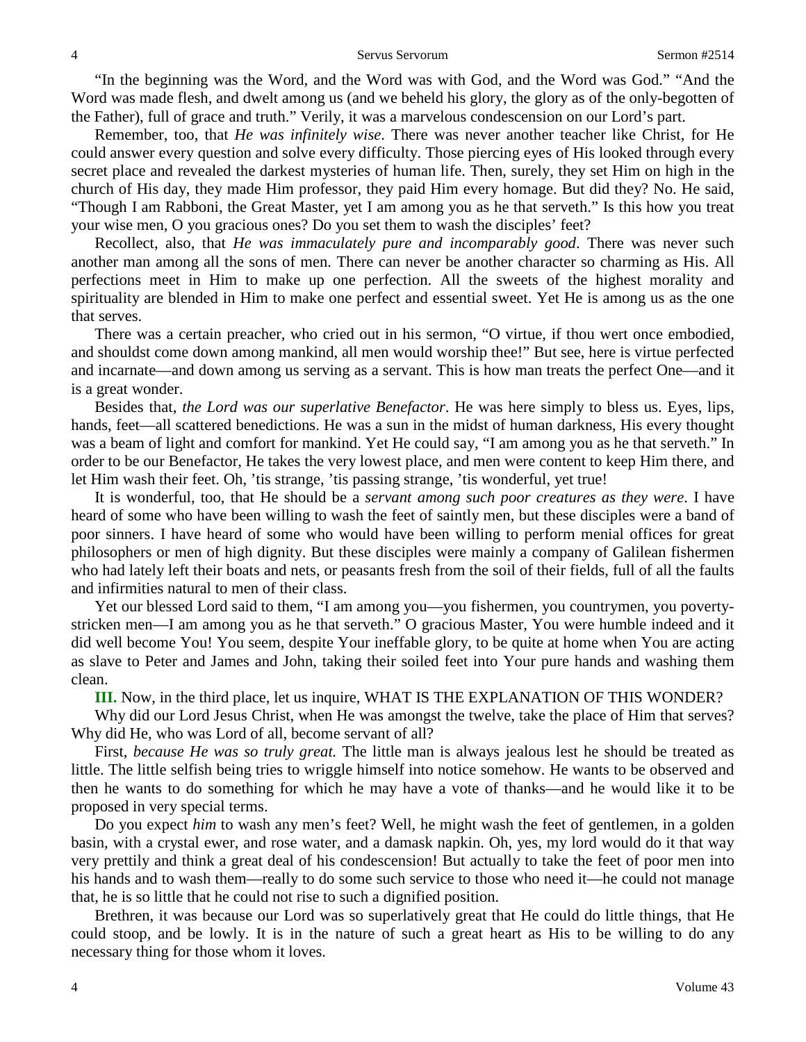"In the beginning was the Word, and the Word was with God, and the Word was God." "And the Word was made flesh, and dwelt among us (and we beheld his glory, the glory as of the only-begotten of the Father), full of grace and truth." Verily, it was a marvelous condescension on our Lord's part.

Remember, too, that *He was infinitely wise*. There was never another teacher like Christ, for He could answer every question and solve every difficulty. Those piercing eyes of His looked through every secret place and revealed the darkest mysteries of human life. Then, surely, they set Him on high in the church of His day, they made Him professor, they paid Him every homage. But did they? No. He said, "Though I am Rabboni, the Great Master, yet I am among you as he that serveth." Is this how you treat your wise men, O you gracious ones? Do you set them to wash the disciples' feet?

Recollect, also, that *He was immaculately pure and incomparably good*. There was never such another man among all the sons of men. There can never be another character so charming as His. All perfections meet in Him to make up one perfection. All the sweets of the highest morality and spirituality are blended in Him to make one perfect and essential sweet. Yet He is among us as the one that serves.

There was a certain preacher, who cried out in his sermon, "O virtue, if thou wert once embodied, and shouldst come down among mankind, all men would worship thee!" But see, here is virtue perfected and incarnate—and down among us serving as a servant. This is how man treats the perfect One—and it is a great wonder.

Besides that, *the Lord was our superlative Benefactor*. He was here simply to bless us. Eyes, lips, hands, feet—all scattered benedictions. He was a sun in the midst of human darkness, His every thought was a beam of light and comfort for mankind. Yet He could say, "I am among you as he that serveth." In order to be our Benefactor, He takes the very lowest place, and men were content to keep Him there, and let Him wash their feet. Oh, 'tis strange, 'tis passing strange, 'tis wonderful, yet true!

It is wonderful, too, that He should be a *servant among such poor creatures as they were*. I have heard of some who have been willing to wash the feet of saintly men, but these disciples were a band of poor sinners. I have heard of some who would have been willing to perform menial offices for great philosophers or men of high dignity. But these disciples were mainly a company of Galilean fishermen who had lately left their boats and nets, or peasants fresh from the soil of their fields, full of all the faults and infirmities natural to men of their class.

Yet our blessed Lord said to them, "I am among you—you fishermen, you countrymen, you poverty-stricken men—I am among you as he that serveth." O gracious Master, You were humble indeed and it did well become You! You seem, despite Your ineffable glory, to be quite at home when You are acting as slave to Peter and James and John, taking their soiled feet into Your pure hands and washing them clean.

**III.** Now, in the third place, let us inquire, WHAT IS THE EXPLANATION OF THIS WONDER?

Why did our Lord Jesus Christ, when He was amongst the twelve, take the place of Him that serves? Why did He, who was Lord of all, become servant of all?

First, *because He was so truly great.* The little man is always jealous lest he should be treated as little. The little selfish being tries to wriggle himself into notice somehow. He wants to be observed and then he wants to do something for which he may have a vote of thanks—and he would like it to be proposed in very special terms.

Do you expect *him* to wash any men's feet? Well, he might wash the feet of gentlemen, in a golden basin, with a crystal ewer, and rose water, and a damask napkin. Oh, yes, my lord would do it that way very prettily and think a great deal of his condescension! But actually to take the feet of poor men into his hands and to wash them—really to do some such service to those who need it—he could not manage that, he is so little that he could not rise to such a dignified position.

Brethren, it was because our Lord was so superlatively great that He could do little things, that He could stoop, and be lowly. It is in the nature of such a great heart as His to be willing to do any necessary thing for those whom it loves.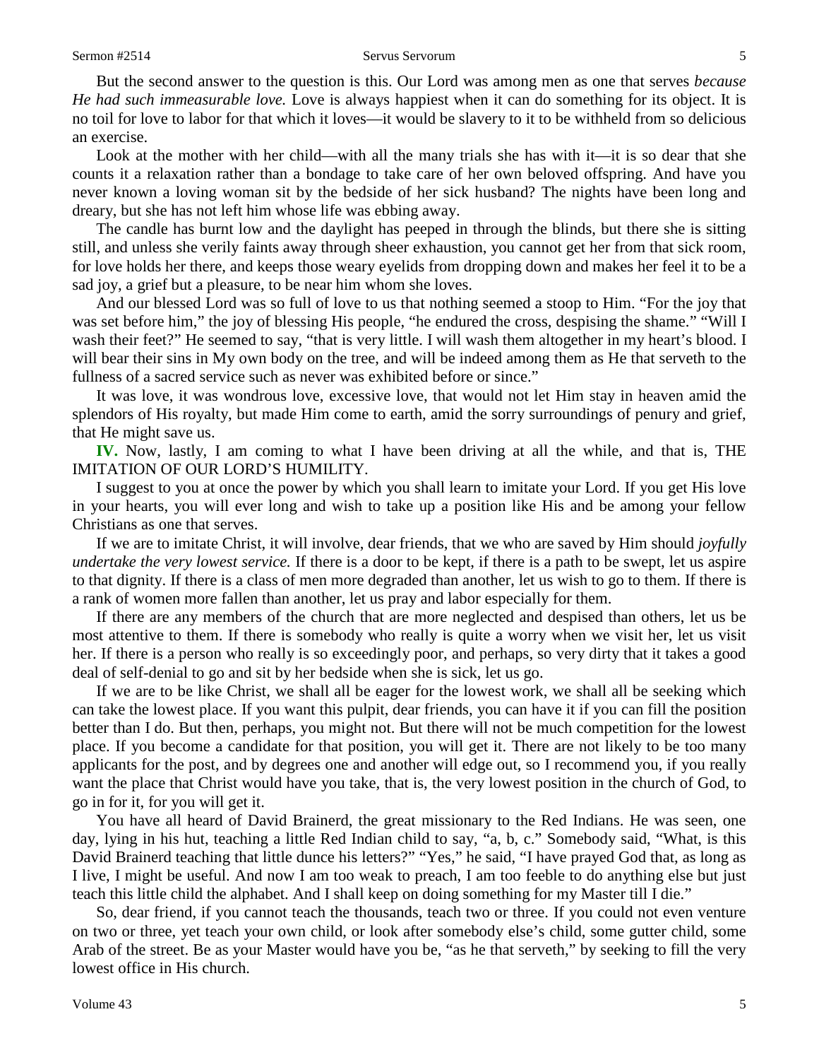But the second answer to the question is this. Our Lord was among men as one that serves *because He had such immeasurable love.* Love is always happiest when it can do something for its object. It is no toil for love to labor for that which it loves—it would be slavery to it to be withheld from so delicious an exercise.

Look at the mother with her child—with all the many trials she has with it—it is so dear that she counts it a relaxation rather than a bondage to take care of her own beloved offspring. And have you never known a loving woman sit by the bedside of her sick husband? The nights have been long and dreary, but she has not left him whose life was ebbing away.

The candle has burnt low and the daylight has peeped in through the blinds, but there she is sitting still, and unless she verily faints away through sheer exhaustion, you cannot get her from that sick room, for love holds her there, and keeps those weary eyelids from dropping down and makes her feel it to be a sad joy, a grief but a pleasure, to be near him whom she loves.

And our blessed Lord was so full of love to us that nothing seemed a stoop to Him. "For the joy that was set before him," the joy of blessing His people, "he endured the cross, despising the shame." "Will I wash their feet?" He seemed to say, "that is very little. I will wash them altogether in my heart's blood. I will bear their sins in My own body on the tree, and will be indeed among them as He that serveth to the fullness of a sacred service such as never was exhibited before or since."

It was love, it was wondrous love, excessive love, that would not let Him stay in heaven amid the splendors of His royalty, but made Him come to earth, amid the sorry surroundings of penury and grief, that He might save us.

**IV.** Now, lastly, I am coming to what I have been driving at all the while, and that is, THE IMITATION OF OUR LORD'S HUMILITY.

I suggest to you at once the power by which you shall learn to imitate your Lord. If you get His love in your hearts, you will ever long and wish to take up a position like His and be among your fellow Christians as one that serves.

If we are to imitate Christ, it will involve, dear friends, that we who are saved by Him should *joyfully undertake the very lowest service.* If there is a door to be kept, if there is a path to be swept, let us aspire to that dignity. If there is a class of men more degraded than another, let us wish to go to them. If there is a rank of women more fallen than another, let us pray and labor especially for them.

If there are any members of the church that are more neglected and despised than others, let us be most attentive to them. If there is somebody who really is quite a worry when we visit her, let us visit her. If there is a person who really is so exceedingly poor, and perhaps, so very dirty that it takes a good deal of self-denial to go and sit by her bedside when she is sick, let us go.

If we are to be like Christ, we shall all be eager for the lowest work, we shall all be seeking which can take the lowest place. If you want this pulpit, dear friends, you can have it if you can fill the position better than I do. But then, perhaps, you might not. But there will not be much competition for the lowest place. If you become a candidate for that position, you will get it. There are not likely to be too many applicants for the post, and by degrees one and another will edge out, so I recommend you, if you really want the place that Christ would have you take, that is, the very lowest position in the church of God, to go in for it, for you will get it.

You have all heard of David Brainerd, the great missionary to the Red Indians. He was seen, one day, lying in his hut, teaching a little Red Indian child to say, "a, b, c." Somebody said, "What, is this David Brainerd teaching that little dunce his letters?" "Yes," he said, "I have prayed God that, as long as I live, I might be useful. And now I am too weak to preach, I am too feeble to do anything else but just teach this little child the alphabet. And I shall keep on doing something for my Master till I die."

So, dear friend, if you cannot teach the thousands, teach two or three. If you could not even venture on two or three, yet teach your own child, or look after somebody else's child, some gutter child, some Arab of the street. Be as your Master would have you be, "as he that serveth," by seeking to fill the very lowest office in His church.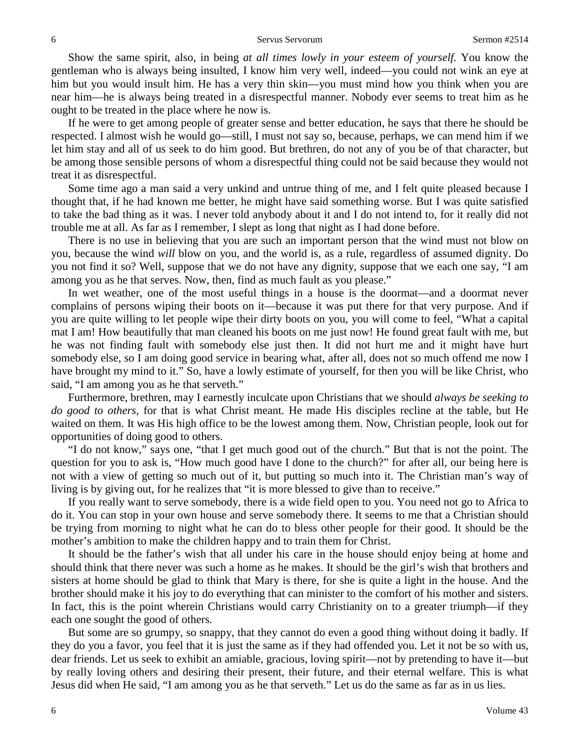Show the same spirit, also, in being *at all times lowly in your esteem of yourself.* You know the gentleman who is always being insulted, I know him very well, indeed—you could not wink an eye at him but you would insult him. He has a very thin skin—you must mind how you think when you are near him—he is always being treated in a disrespectful manner. Nobody ever seems to treat him as he ought to be treated in the place where he now is.

If he were to get among people of greater sense and better education, he says that there he should be respected. I almost wish he would go—still, I must not say so, because, perhaps, we can mend him if we let him stay and all of us seek to do him good. But brethren, do not any of you be of that character, but be among those sensible persons of whom a disrespectful thing could not be said because they would not treat it as disrespectful.

Some time ago a man said a very unkind and untrue thing of me, and I felt quite pleased because I thought that, if he had known me better, he might have said something worse. But I was quite satisfied to take the bad thing as it was. I never told anybody about it and I do not intend to, for it really did not trouble me at all. As far as I remember, I slept as long that night as I had done before.

There is no use in believing that you are such an important person that the wind must not blow on you, because the wind *will* blow on you, and the world is, as a rule, regardless of assumed dignity. Do you not find it so? Well, suppose that we do not have any dignity, suppose that we each one say, "I am among you as he that serves. Now, then, find as much fault as you please."

In wet weather, one of the most useful things in a house is the doormat—and a doormat never complains of persons wiping their boots on it—because it was put there for that very purpose. And if you are quite willing to let people wipe their dirty boots on you, you will come to feel, "What a capital mat I am! How beautifully that man cleaned his boots on me just now! He found great fault with me, but he was not finding fault with somebody else just then. It did not hurt me and it might have hurt somebody else, so I am doing good service in bearing what, after all, does not so much offend me now I have brought my mind to it." So, have a lowly estimate of yourself, for then you will be like Christ, who said, "I am among you as he that serveth."

Furthermore, brethren, may I earnestly inculcate upon Christians that we should *always be seeking to do good to others,* for that is what Christ meant. He made His disciples recline at the table, but He waited on them. It was His high office to be the lowest among them. Now, Christian people, look out for opportunities of doing good to others.

"I do not know," says one, "that I get much good out of the church." But that is not the point. The question for you to ask is, "How much good have I done to the church?" for after all, our being here is not with a view of getting so much out of it, but putting so much into it. The Christian man's way of living is by giving out, for he realizes that "it is more blessed to give than to receive."

If you really want to serve somebody, there is a wide field open to you. You need not go to Africa to do it. You can stop in your own house and serve somebody there. It seems to me that a Christian should be trying from morning to night what he can do to bless other people for their good. It should be the mother's ambition to make the children happy and to train them for Christ.

It should be the father's wish that all under his care in the house should enjoy being at home and should think that there never was such a home as he makes. It should be the girl's wish that brothers and sisters at home should be glad to think that Mary is there, for she is quite a light in the house. And the brother should make it his joy to do everything that can minister to the comfort of his mother and sisters. In fact, this is the point wherein Christians would carry Christianity on to a greater triumph—if they each one sought the good of others.

But some are so grumpy, so snappy, that they cannot do even a good thing without doing it badly. If they do you a favor, you feel that it is just the same as if they had offended you. Let it not be so with us, dear friends. Let us seek to exhibit an amiable, gracious, loving spirit—not by pretending to have it—but by really loving others and desiring their present, their future, and their eternal welfare. This is what Jesus did when He said, "I am among you as he that serveth." Let us do the same as far as in us lies.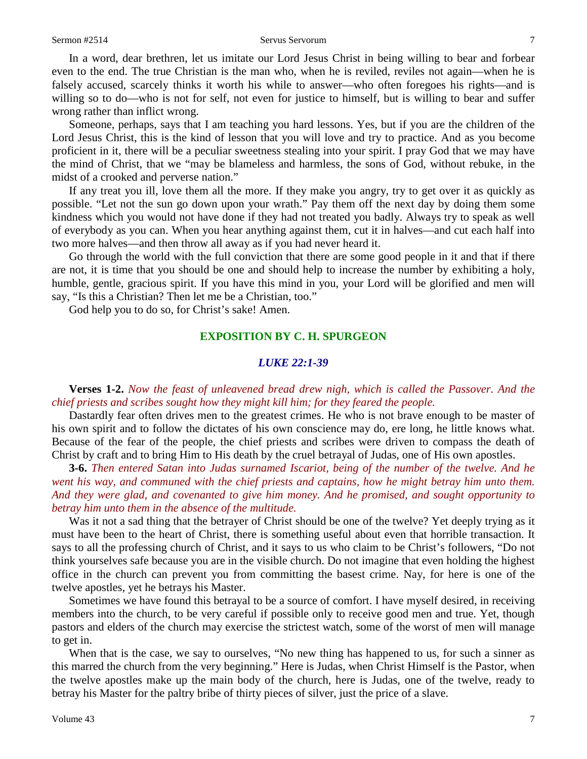In a word, dear brethren, let us imitate our Lord Jesus Christ in being willing to bear and forbear even to the end. The true Christian is the man who, when he is reviled, reviles not again—when he is falsely accused, scarcely thinks it worth his while to answer—who often foregoes his rights—and is willing so to do—who is not for self, not even for justice to himself, but is willing to bear and suffer wrong rather than inflict wrong.

Someone, perhaps, says that I am teaching you hard lessons. Yes, but if you are the children of the Lord Jesus Christ, this is the kind of lesson that you will love and try to practice. And as you become proficient in it, there will be a peculiar sweetness stealing into your spirit. I pray God that we may have the mind of Christ, that we "may be blameless and harmless, the sons of God, without rebuke, in the midst of a crooked and perverse nation."

If any treat you ill, love them all the more. If they make you angry, try to get over it as quickly as possible. "Let not the sun go down upon your wrath." Pay them off the next day by doing them some kindness which you would not have done if they had not treated you badly. Always try to speak as well of everybody as you can. When you hear anything against them, cut it in halves—and cut each half into two more halves—and then throw all away as if you had never heard it.

Go through the world with the full conviction that there are some good people in it and that if there are not, it is time that you should be one and should help to increase the number by exhibiting a holy, humble, gentle, gracious spirit. If you have this mind in you, your Lord will be glorified and men will say, "Is this a Christian? Then let me be a Christian, too."

God help you to do so, for Christ's sake! Amen.

## EXPOSITION BY C. H. SPURGEON

### *LUKE 22:1-39*

**Verses 1-2.** *Now the feast of unleavened bread drew nigh, which is called the Passover. And the chief priests and scribes sought how they might kill him; for they feared the people.*

Dastardly fear often drives men to the greatest crimes. He who is not brave enough to be master of his own spirit and to follow the dictates of his own conscience may do, ere long, he little knows what. Because of the fear of the people, the chief priests and scribes were driven to compass the death of Christ by craft and to bring Him to His death by the cruel betrayal of Judas, one of His own apostles.

**3-6.** *Then entered Satan into Judas surnamed Iscariot, being of the number of the twelve. And he went his way, and communed with the chief priests and captains, how he might betray him unto them. And they were glad, and covenanted to give him money. And he promised, and sought opportunity to betray him unto them in the absence of the multitude.*

Was it not a sad thing that the betrayer of Christ should be one of the twelve? Yet deeply trying as it must have been to the heart of Christ, there is something useful about even that horrible transaction. It says to all the professing church of Christ, and it says to us who claim to be Christ's followers, "Do not think yourselves safe because you are in the visible church. Do not imagine that even holding the highest office in the church can prevent you from committing the basest crime. Nay, for here is one of the twelve apostles, yet he betrays his Master.

Sometimes we have found this betrayal to be a source of comfort. I have myself desired, in receiving members into the church, to be very careful if possible only to receive good men and true. Yet, though pastors and elders of the church may exercise the strictest watch, some of the worst of men will manage to get in.

When that is the case, we say to ourselves, "No new thing has happened to us, for such a sinner as this marred the church from the very beginning." Here is Judas, when Christ Himself is the Pastor, when the twelve apostles make up the main body of the church, here is Judas, one of the twelve, ready to betray his Master for the paltry bribe of thirty pieces of silver, just the price of a slave.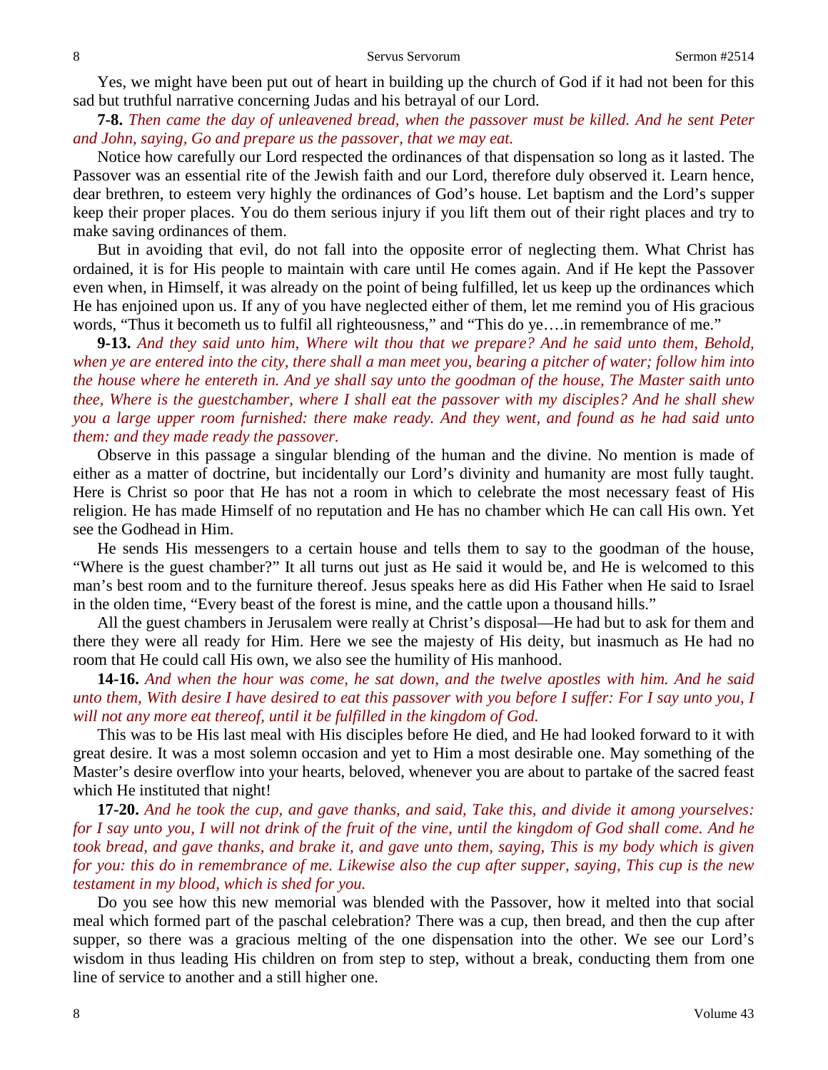Yes, we might have been put out of heart in building up the church of God if it had not been for this sad but truthful narrative concerning Judas and his betrayal of our Lord.

**7-8.** *Then came the day of unleavened bread, when the passover must be killed. And he sent Peter and John, saying, Go and prepare us the passover, that we may eat.*

Notice how carefully our Lord respected the ordinances of that dispensation so long as it lasted. The Passover was an essential rite of the Jewish faith and our Lord, therefore duly observed it. Learn hence, dear brethren, to esteem very highly the ordinances of God's house. Let baptism and the Lord's supper keep their proper places. You do them serious injury if you lift them out of their right places and try to make saving ordinances of them.

But in avoiding that evil, do not fall into the opposite error of neglecting them. What Christ has ordained, it is for His people to maintain with care until He comes again. And if He kept the Passover even when, in Himself, it was already on the point of being fulfilled, let us keep up the ordinances which He has enjoined upon us. If any of you have neglected either of them, let me remind you of His gracious words, "Thus it becometh us to fulfil all righteousness," and "This do ye….in remembrance of me."

**9-13.** *And they said unto him, Where wilt thou that we prepare? And he said unto them, Behold, when ye are entered into the city, there shall a man meet you, bearing a pitcher of water; follow him into the house where he entereth in. And ye shall say unto the goodman of the house, The Master saith unto thee, Where is the guestchamber, where I shall eat the passover with my disciples? And he shall shew you a large upper room furnished: there make ready. And they went, and found as he had said unto them: and they made ready the passover.*

Observe in this passage a singular blending of the human and the divine. No mention is made of either as a matter of doctrine, but incidentally our Lord's divinity and humanity are most fully taught. Here is Christ so poor that He has not a room in which to celebrate the most necessary feast of His religion. He has made Himself of no reputation and He has no chamber which He can call His own. Yet see the Godhead in Him.

He sends His messengers to a certain house and tells them to say to the goodman of the house, "Where is the guest chamber?" It all turns out just as He said it would be, and He is welcomed to this man's best room and to the furniture thereof. Jesus speaks here as did His Father when He said to Israel in the olden time, "Every beast of the forest is mine, and the cattle upon a thousand hills."

All the guest chambers in Jerusalem were really at Christ's disposal—He had but to ask for them and there they were all ready for Him. Here we see the majesty of His deity, but inasmuch as He had no room that He could call His own, we also see the humility of His manhood.

**14-16.** *And when the hour was come, he sat down, and the twelve apostles with him. And he said unto them, With desire I have desired to eat this passover with you before I suffer: For I say unto you, I will not any more eat thereof, until it be fulfilled in the kingdom of God.*

This was to be His last meal with His disciples before He died, and He had looked forward to it with great desire. It was a most solemn occasion and yet to Him a most desirable one. May something of the Master's desire overflow into your hearts, beloved, whenever you are about to partake of the sacred feast which He instituted that night!

**17-20.** *And he took the cup, and gave thanks, and said, Take this, and divide it among yourselves: for I say unto you, I will not drink of the fruit of the vine, until the kingdom of God shall come. And he took bread, and gave thanks, and brake it, and gave unto them, saying, This is my body which is given for you: this do in remembrance of me. Likewise also the cup after supper, saying, This cup is the new testament in my blood, which is shed for you.*

Do you see how this new memorial was blended with the Passover, how it melted into that social meal which formed part of the paschal celebration? There was a cup, then bread, and then the cup after supper, so there was a gracious melting of the one dispensation into the other. We see our Lord's wisdom in thus leading His children on from step to step, without a break, conducting them from one line of service to another and a still higher one.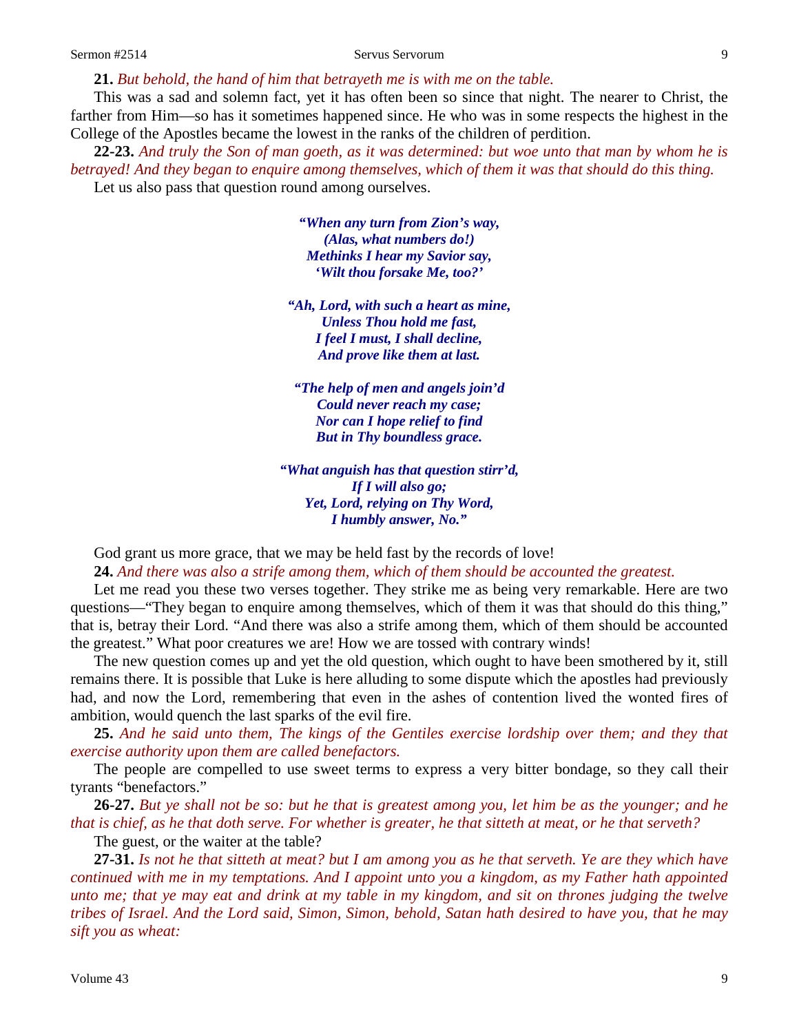**21.** *But behold, the hand of him that betrayeth me is with me on the table.*

This was a sad and solemn fact, yet it has often been so since that night. The nearer to Christ, the farther from Him—so has it sometimes happened since. He who was in some respects the highest in the College of the Apostles became the lowest in the ranks of the children of perdition.

**22-23.** *And truly the Son of man goeth, as it was determined: but woe unto that man by whom he is betrayed! And they began to enquire among themselves, which of them it was that should do this thing.*

Let us also pass that question round among ourselves.

> ***"When any turn from Zion's way,***
> ***(Alas, what numbers do!)***
> ***Methinks I hear my Savior say,***
> ***'Wilt thou forsake Me, too?'***
>
> ***"Ah, Lord, with such a heart as mine,***
> ***Unless Thou hold me fast,***
> ***I feel I must, I shall decline,***
> ***And prove like them at last.***
>
> ***"The help of men and angels join'd***
> ***Could never reach my case;***
> ***Nor can I hope relief to find***
> ***But in Thy boundless grace.***
>
> ***"What anguish has that question stirr'd,***
> ***If I will also go;***
> ***Yet, Lord, relying on Thy Word,***
> ***I humbly answer, No."***

God grant us more grace, that we may be held fast by the records of love!

**24.** *And there was also a strife among them, which of them should be accounted the greatest.*

Let me read you these two verses together. They strike me as being very remarkable. Here are two questions—"They began to enquire among themselves, which of them it was that should do this thing," that is, betray their Lord. "And there was also a strife among them, which of them should be accounted the greatest." What poor creatures we are! How we are tossed with contrary winds!

The new question comes up and yet the old question, which ought to have been smothered by it, still remains there. It is possible that Luke is here alluding to some dispute which the apostles had previously had, and now the Lord, remembering that even in the ashes of contention lived the wonted fires of ambition, would quench the last sparks of the evil fire.

**25.** *And he said unto them, The kings of the Gentiles exercise lordship over them; and they that exercise authority upon them are called benefactors.*

The people are compelled to use sweet terms to express a very bitter bondage, so they call their tyrants "benefactors."

**26-27.** *But ye shall not be so: but he that is greatest among you, let him be as the younger; and he that is chief, as he that doth serve. For whether is greater, he that sitteth at meat, or he that serveth?*

The guest, or the waiter at the table?

**27-31.** *Is not he that sitteth at meat? but I am among you as he that serveth. Ye are they which have continued with me in my temptations. And I appoint unto you a kingdom, as my Father hath appointed unto me; that ye may eat and drink at my table in my kingdom, and sit on thrones judging the twelve tribes of Israel. And the Lord said, Simon, Simon, behold, Satan hath desired to have you, that he may sift you as wheat:*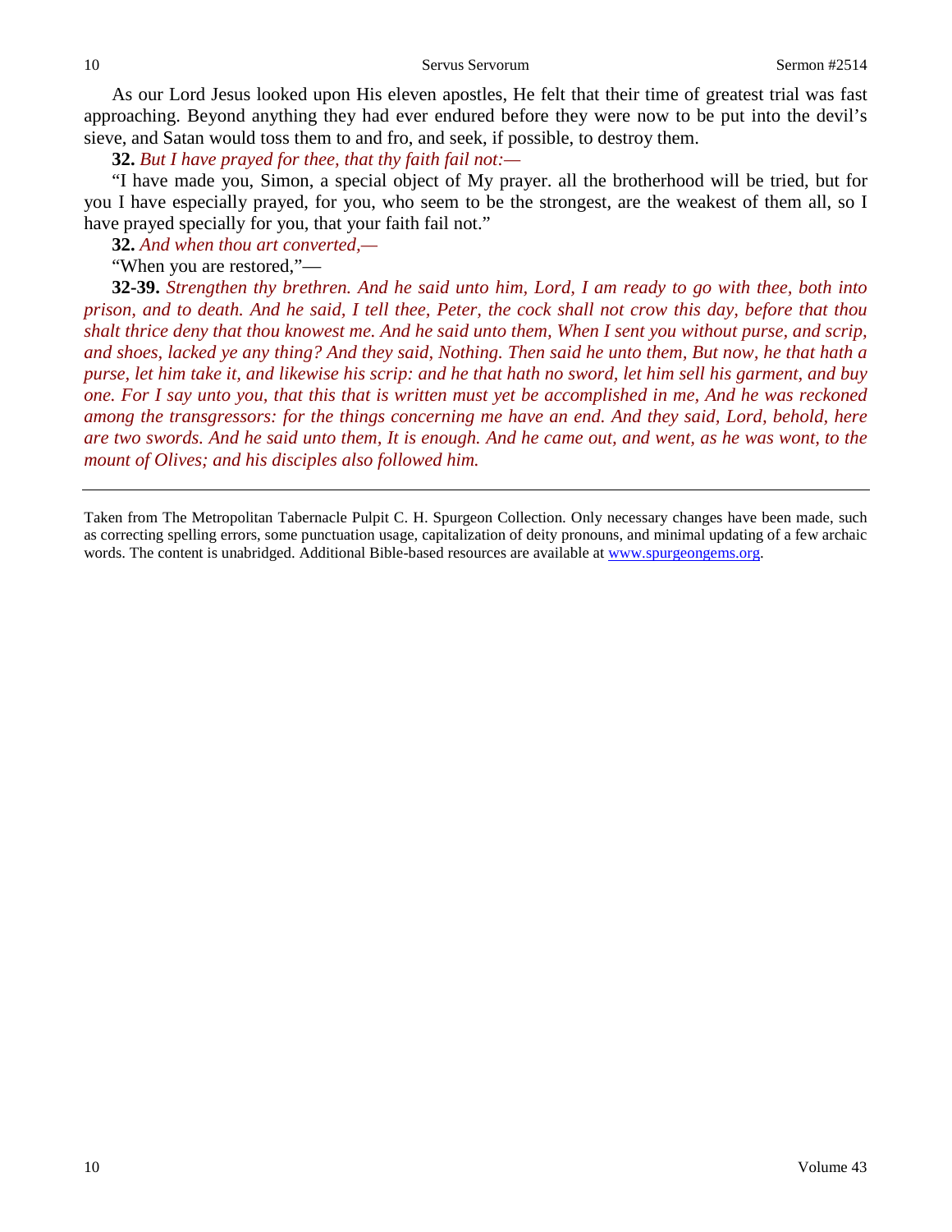As our Lord Jesus looked upon His eleven apostles, He felt that their time of greatest trial was fast approaching. Beyond anything they had ever endured before they were now to be put into the devil's sieve, and Satan would toss them to and fro, and seek, if possible, to destroy them.

**32.** *But I have prayed for thee, that thy faith fail not:—*

"I have made you, Simon, a special object of My prayer. all the brotherhood will be tried, but for you I have especially prayed, for you, who seem to be the strongest, are the weakest of them all, so I have prayed specially for you, that your faith fail not."

**32.** *And when thou art converted,—*

"When you are restored,"—

**32-39.** *Strengthen thy brethren. And he said unto him, Lord, I am ready to go with thee, both into prison, and to death. And he said, I tell thee, Peter, the cock shall not crow this day, before that thou shalt thrice deny that thou knowest me. And he said unto them, When I sent you without purse, and scrip, and shoes, lacked ye any thing? And they said, Nothing. Then said he unto them, But now, he that hath a purse, let him take it, and likewise his scrip: and he that hath no sword, let him sell his garment, and buy one. For I say unto you, that this that is written must yet be accomplished in me, And he was reckoned among the transgressors: for the things concerning me have an end. And they said, Lord, behold, here are two swords. And he said unto them, It is enough. And he came out, and went, as he was wont, to the mount of Olives; and his disciples also followed him.*

---

Taken from The Metropolitan Tabernacle Pulpit C. H. Spurgeon Collection. Only necessary changes have been made, such as correcting spelling errors, some punctuation usage, capitalization of deity pronouns, and minimal updating of a few archaic words. The content is unabridged. Additional Bible-based resources are available at [www.spurgeongems.org](http://www.spurgeongems.org).